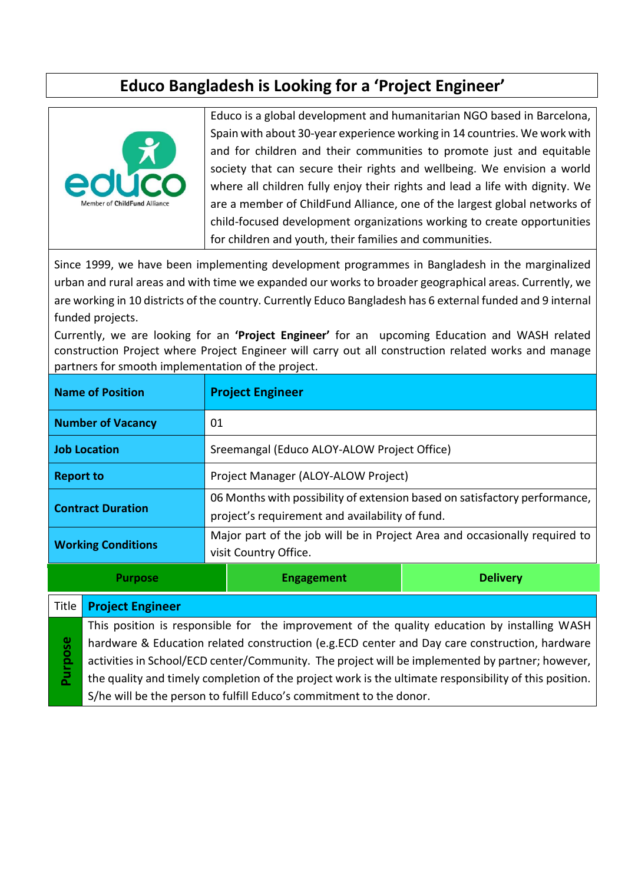# Educo Bangladesh is Looking for a 'Project Engineer'

educo
Member of ChildFund Alliance

Educo is a global development and humanitarian NGO based in Barcelona, Spain with about 30-year experience working in 14 countries. We work with and for children and their communities to promote just and equitable society that can secure their rights and wellbeing. We envision a world where all children fully enjoy their rights and lead a life with dignity. We are a member of ChildFund Alliance, one of the largest global networks of child-focused development organizations working to create opportunities for children and youth, their families and communities.

Since 1999, we have been implementing development programmes in Bangladesh in the marginalized urban and rural areas and with time we expanded our works to broader geographical areas. Currently, we are working in 10 districts of the country. Currently Educo Bangladesh has 6 external funded and 9 internal funded projects.

Currently, we are looking for an **'Project Engineer'** for an upcoming Education and WASH related construction Project where Project Engineer will carry out all construction related works and manage partners for smooth implementation of the project.

| **Name of Position** | **Project Engineer** |
|---|---|
| **Number of Vacancy** | 01 |
| **Job Location** | Sreemangal (Educo ALOY-ALOW Project Office) |
| **Report to** | Project Manager (ALOY-ALOW Project) |
| **Contract Duration** | 06 Months with possibility of extension based on satisfactory performance, project's requirement and availability of fund. |
| **Working Conditions** | Major part of the job will be in Project Area and occasionally required to visit Country Office. |

| **Purpose** | **Engagement** | **Delivery** |
|---|---|---|

| Title | **Project Engineer** |
|---|---|
| **Purpose** | This position is responsible for the improvement of the quality education by installing WASH hardware & Education related construction (e.g.ECD center and Day care construction, hardware activities in School/ECD center/Community. The project will be implemented by partner; however, the quality and timely completion of the project work is the ultimate responsibility of this position. S/he will be the person to fulfill Educo's commitment to the donor. |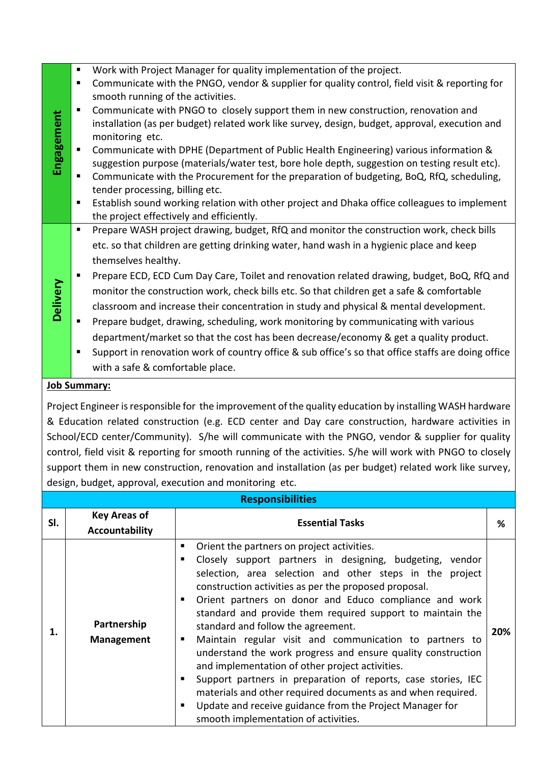| | |
|---|---|
| **Engagement** | ▪ Work with Project Manager for quality implementation of the project.<br>▪ Communicate with the PNGO, vendor & supplier for quality control, field visit & reporting for smooth running of the activities.<br>▪ Communicate with PNGO to closely support them in new construction, renovation and installation (as per budget) related work like survey, design, budget, approval, execution and monitoring etc.<br>▪ Communicate with DPHE (Department of Public Health Engineering) various information & suggestion purpose (materials/water test, bore hole depth, suggestion on testing result etc).<br>▪ Communicate with the Procurement for the preparation of budgeting, BoQ, RfQ, scheduling, tender processing, billing etc.<br>▪ Establish sound working relation with other project and Dhaka office colleagues to implement the project effectively and efficiently. |
| **Delivery** | ▪ Prepare WASH project drawing, budget, RfQ and monitor the construction work, check bills etc. so that children are getting drinking water, hand wash in a hygienic place and keep themselves healthy.<br>▪ Prepare ECD, ECD Cum Day Care, Toilet and renovation related drawing, budget, BoQ, RfQ and monitor the construction work, check bills etc. So that children get a safe & comfortable classroom and increase their concentration in study and physical & mental development.<br>▪ Prepare budget, drawing, scheduling, work monitoring by communicating with various department/market so that the cost has been decrease/economy & get a quality product.<br>▪ Support in renovation work of country office & sub office's so that office staffs are doing office with a safe & comfortable place. |

**Job Summary:**

Project Engineer is responsible for the improvement of the quality education by installing WASH hardware & Education related construction (e.g. ECD center and Day care construction, hardware activities in School/ECD center/Community). S/he will communicate with the PNGO, vendor & supplier for quality control, field visit & reporting for smooth running of the activities. S/he will work with PNGO to closely support them in new construction, renovation and installation (as per budget) related work like survey, design, budget, approval, execution and monitoring etc.

**Responsibilities**

| Sl. | Key Areas of Accountability | Essential Tasks | % |
|---|---|---|---|
| 1. | Partnership Management | ▪ Orient the partners on project activities.<br>▪ Closely support partners in designing, budgeting, vendor selection, area selection and other steps in the project construction activities as per the proposed proposal.<br>▪ Orient partners on donor and Educo compliance and work standard and provide them required support to maintain the standard and follow the agreement.<br>▪ Maintain regular visit and communication to partners to understand the work progress and ensure quality construction and implementation of other project activities.<br>▪ Support partners in preparation of reports, case stories, IEC materials and other required documents as and when required.<br>▪ Update and receive guidance from the Project Manager for smooth implementation of activities. | 20% |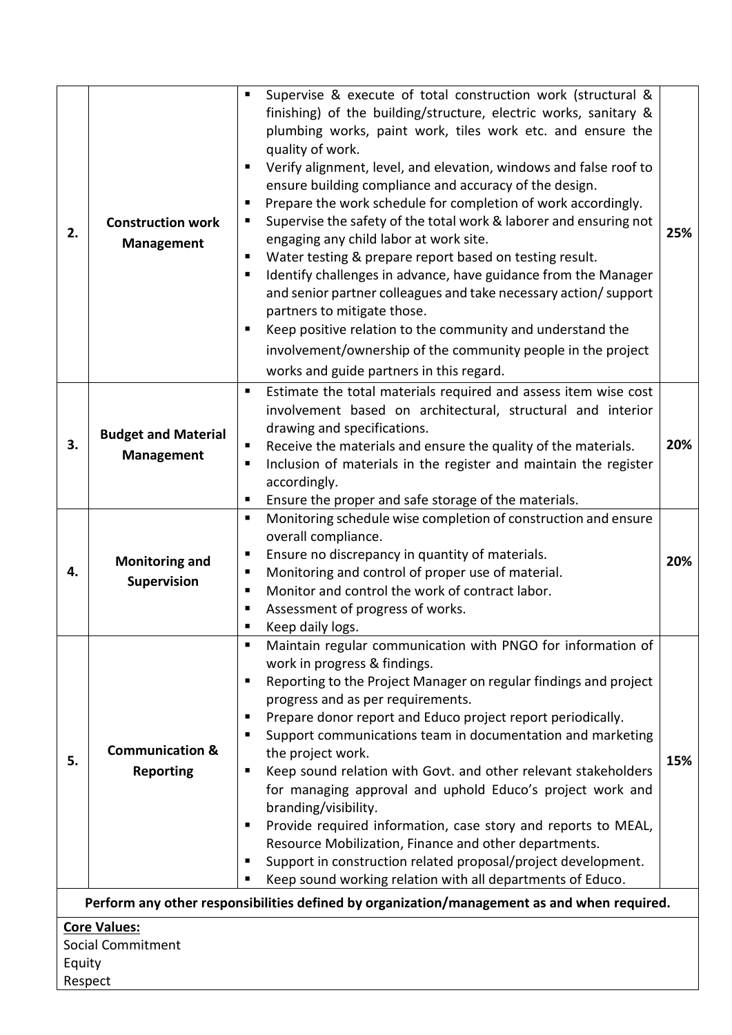| | | | |
|---|---|---|---|
| 2. | **Construction work Management** | ▪ Supervise & execute of total construction work (structural & finishing) of the building/structure, electric works, sanitary & plumbing works, paint work, tiles work etc. and ensure the quality of work.<br>▪ Verify alignment, level, and elevation, windows and false roof to ensure building compliance and accuracy of the design.<br>▪ Prepare the work schedule for completion of work accordingly.<br>▪ Supervise the safety of the total work & laborer and ensuring not engaging any child labor at work site.<br>▪ Water testing & prepare report based on testing result.<br>▪ Identify challenges in advance, have guidance from the Manager and senior partner colleagues and take necessary action/ support partners to mitigate those.<br>▪ Keep positive relation to the community and understand the involvement/ownership of the community people in the project works and guide partners in this regard. | 25% |
| 3. | **Budget and Material Management** | ▪ Estimate the total materials required and assess item wise cost involvement based on architectural, structural and interior drawing and specifications.<br>▪ Receive the materials and ensure the quality of the materials.<br>▪ Inclusion of materials in the register and maintain the register accordingly.<br>▪ Ensure the proper and safe storage of the materials. | 20% |
| 4. | **Monitoring and Supervision** | ▪ Monitoring schedule wise completion of construction and ensure overall compliance.<br>▪ Ensure no discrepancy in quantity of materials.<br>▪ Monitoring and control of proper use of material.<br>▪ Monitor and control the work of contract labor.<br>▪ Assessment of progress of works.<br>▪ Keep daily logs. | 20% |
| 5. | **Communication & Reporting** | ▪ Maintain regular communication with PNGO for information of work in progress & findings.<br>▪ Reporting to the Project Manager on regular findings and project progress and as per requirements.<br>▪ Prepare donor report and Educo project report periodically.<br>▪ Support communications team in documentation and marketing the project work.<br>▪ Keep sound relation with Govt. and other relevant stakeholders for managing approval and uphold Educo's project work and branding/visibility.<br>▪ Provide required information, case story and reports to MEAL, Resource Mobilization, Finance and other departments.<br>▪ Support in construction related proposal/project development.<br>▪ Keep sound working relation with all departments of Educo. | 15% |

**Perform any other responsibilities defined by organization/management as and when required.**

**Core Values:**

Social Commitment
Equity
Respect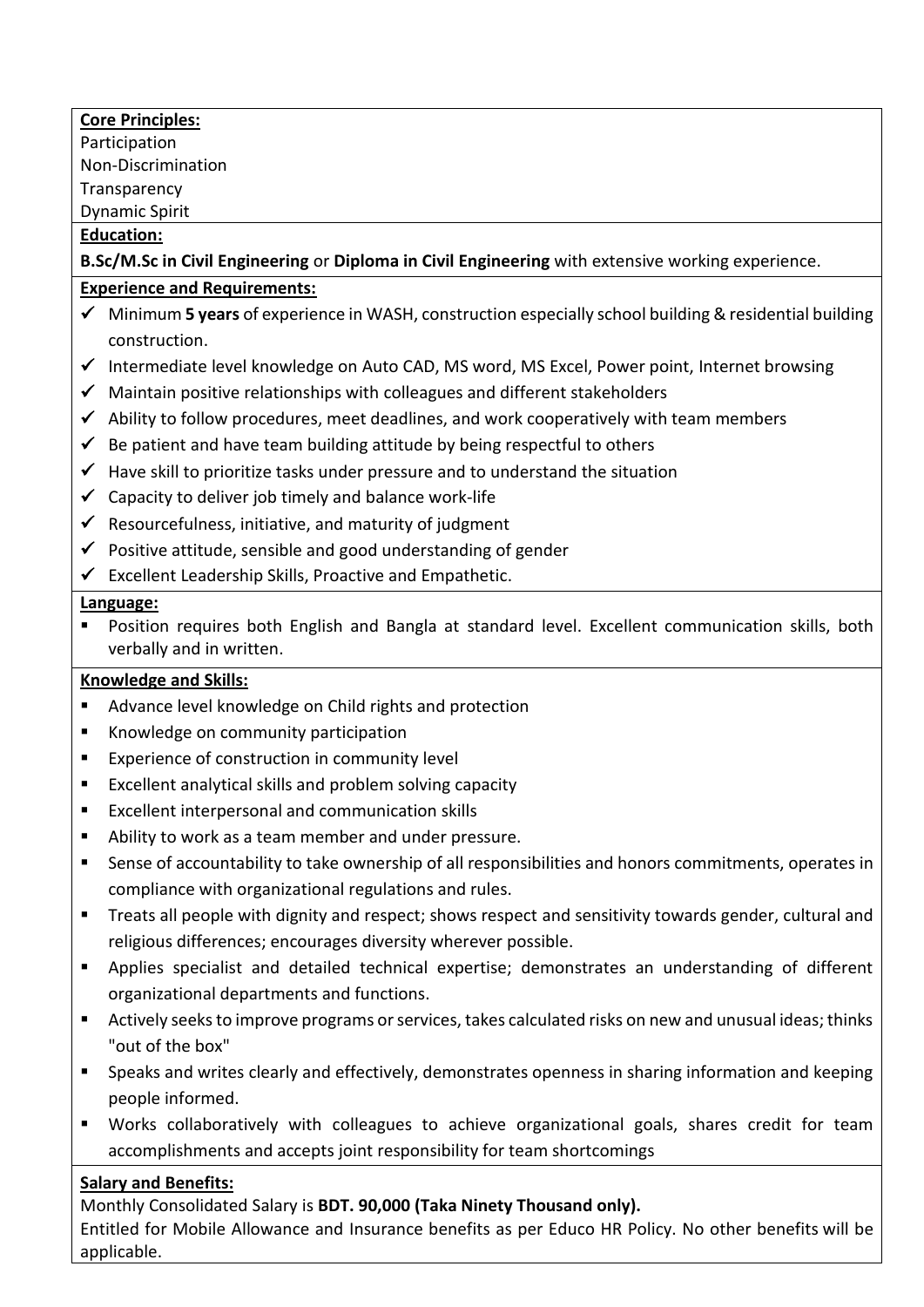**Core Principles:**

Participation
Non-Discrimination
Transparency
Dynamic Spirit

**Education:**

**B.Sc/M.Sc in Civil Engineering** or **Diploma in Civil Engineering** with extensive working experience.

**Experience and Requirements:**

- ✓ Minimum **5 years** of experience in WASH, construction especially school building & residential building construction.
- ✓ Intermediate level knowledge on Auto CAD, MS word, MS Excel, Power point, Internet browsing
- ✓ Maintain positive relationships with colleagues and different stakeholders
- ✓ Ability to follow procedures, meet deadlines, and work cooperatively with team members
- ✓ Be patient and have team building attitude by being respectful to others
- ✓ Have skill to prioritize tasks under pressure and to understand the situation
- ✓ Capacity to deliver job timely and balance work-life
- ✓ Resourcefulness, initiative, and maturity of judgment
- ✓ Positive attitude, sensible and good understanding of gender
- ✓ Excellent Leadership Skills, Proactive and Empathetic.

**Language:**

- Position requires both English and Bangla at standard level. Excellent communication skills, both verbally and in written.

**Knowledge and Skills:**

- Advance level knowledge on Child rights and protection
- Knowledge on community participation
- Experience of construction in community level
- Excellent analytical skills and problem solving capacity
- Excellent interpersonal and communication skills
- Ability to work as a team member and under pressure.
- Sense of accountability to take ownership of all responsibilities and honors commitments, operates in compliance with organizational regulations and rules.
- Treats all people with dignity and respect; shows respect and sensitivity towards gender, cultural and religious differences; encourages diversity wherever possible.
- Applies specialist and detailed technical expertise; demonstrates an understanding of different organizational departments and functions.
- Actively seeks to improve programs or services, takes calculated risks on new and unusual ideas; thinks "out of the box"
- Speaks and writes clearly and effectively, demonstrates openness in sharing information and keeping people informed.
- Works collaboratively with colleagues to achieve organizational goals, shares credit for team accomplishments and accepts joint responsibility for team shortcomings

**Salary and Benefits:**

Monthly Consolidated Salary is **BDT. 90,000 (Taka Ninety Thousand only).**

Entitled for Mobile Allowance and Insurance benefits as per Educo HR Policy. No other benefits will be applicable.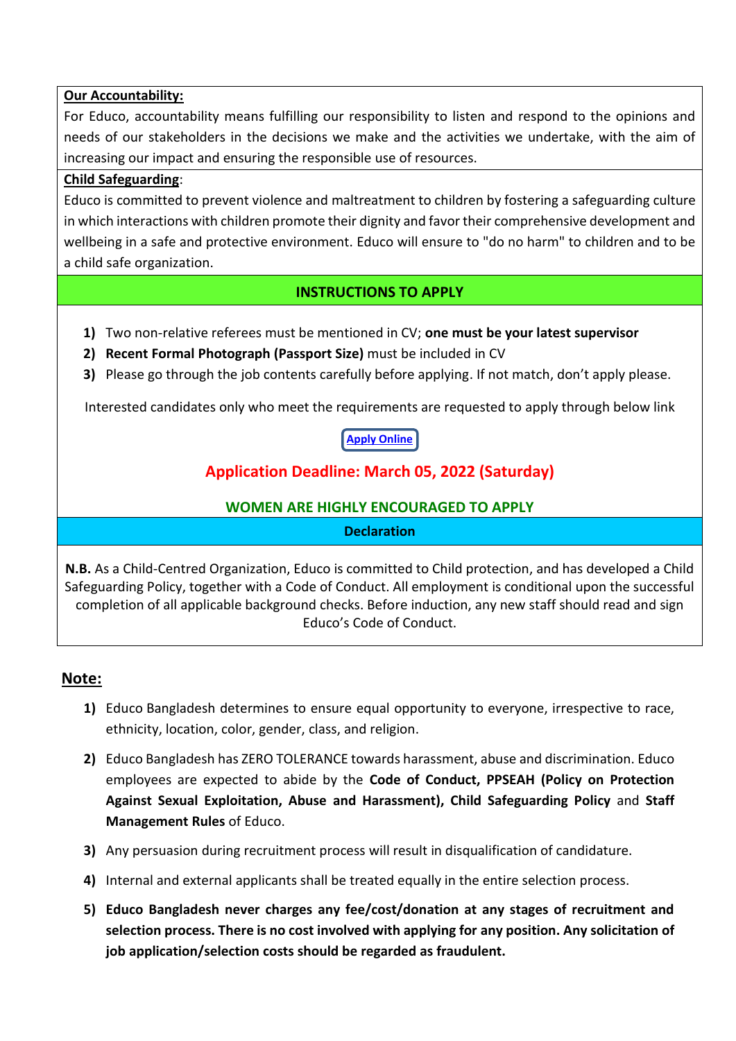**Our Accountability:**

For Educo, accountability means fulfilling our responsibility to listen and respond to the opinions and needs of our stakeholders in the decisions we make and the activities we undertake, with the aim of increasing our impact and ensuring the responsible use of resources.

**Child Safeguarding**:

Educo is committed to prevent violence and maltreatment to children by fostering a safeguarding culture in which interactions with children promote their dignity and favor their comprehensive development and wellbeing in a safe and protective environment. Educo will ensure to "do no harm" to children and to be a child safe organization.

## INSTRUCTIONS TO APPLY

1) Two non-relative referees must be mentioned in CV; **one must be your latest supervisor**
2) **Recent Formal Photograph (Passport Size)** must be included in CV
3) Please go through the job contents carefully before applying. If not match, don't apply please.

Interested candidates only who meet the requirements are requested to apply through below link

**Apply Online**

**Application Deadline: March 05, 2022 (Saturday)**

**WOMEN ARE HIGHLY ENCOURAGED TO APPLY**

**Declaration**

**N.B.** As a Child-Centred Organization, Educo is committed to Child protection, and has developed a Child Safeguarding Policy, together with a Code of Conduct. All employment is conditional upon the successful completion of all applicable background checks. Before induction, any new staff should read and sign Educo's Code of Conduct.

## Note:

1) Educo Bangladesh determines to ensure equal opportunity to everyone, irrespective to race, ethnicity, location, color, gender, class, and religion.
2) Educo Bangladesh has ZERO TOLERANCE towards harassment, abuse and discrimination. Educo employees are expected to abide by the **Code of Conduct, PPSEAH (Policy on Protection Against Sexual Exploitation, Abuse and Harassment), Child Safeguarding Policy** and **Staff Management Rules** of Educo.
3) Any persuasion during recruitment process will result in disqualification of candidature.
4) Internal and external applicants shall be treated equally in the entire selection process.
5) **Educo Bangladesh never charges any fee/cost/donation at any stages of recruitment and selection process. There is no cost involved with applying for any position. Any solicitation of job application/selection costs should be regarded as fraudulent.**